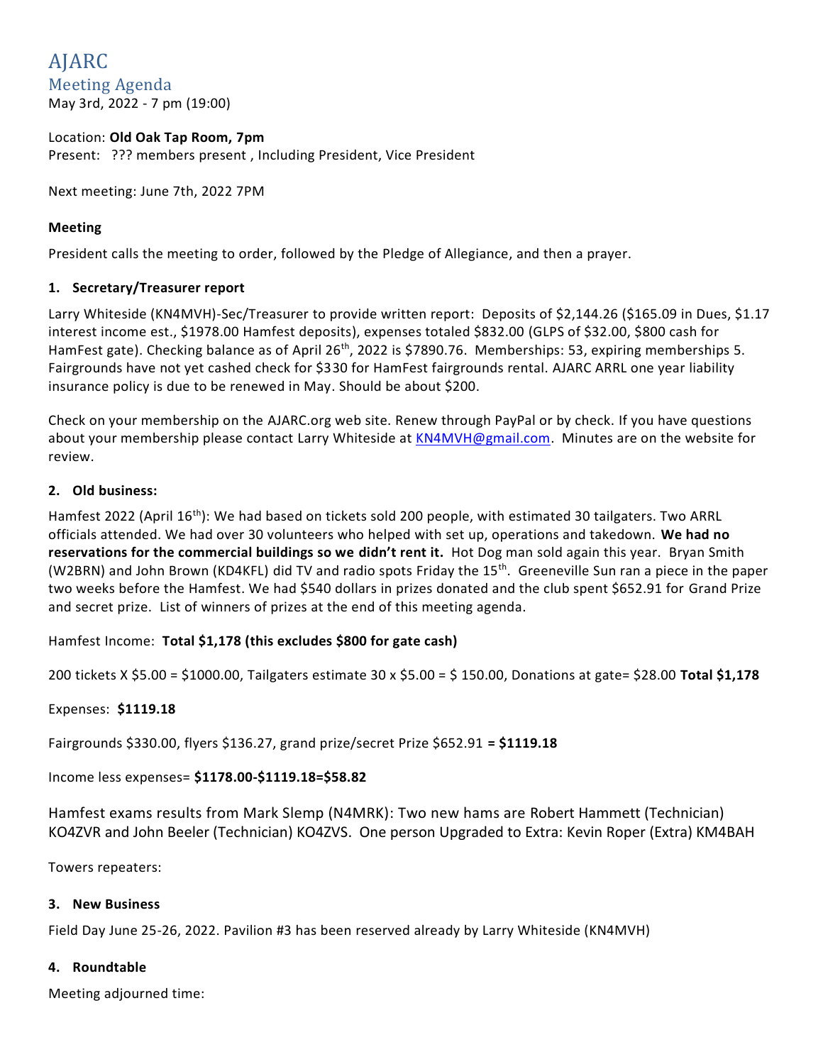# AJARC

## Meeting Agenda

May 3rd, 2022 - 7 pm (19:00)

Location: **Old Oak Tap Room, 7pm**

Present: ??? members present , Including President, Vice President

Next meeting: June 7th, 2022 7PM

**Meeting**

President calls the meeting to order, followed by the Pledge of Allegiance, and then a prayer.

**1. Secretary/Treasurer report**

Larry Whiteside (KN4MVH)-Sec/Treasurer to provide written report: Deposits of $2,144.26 ($165.09 in Dues, $1.17 interest income est., $1978.00 Hamfest deposits), expenses totaled $832.00 (GLPS of $32.00, $800 cash for HamFest gate). Checking balance as of April 26th, 2022 is $7890.76. Memberships: 53, expiring memberships 5. Fairgrounds have not yet cashed check for $330 for HamFest fairgrounds rental. AJARC ARRL one year liability insurance policy is due to be renewed in May. Should be about $200.

Check on your membership on the AJARC.org web site. Renew through PayPal or by check. If you have questions about your membership please contact Larry Whiteside at KN4MVH@gmail.com. Minutes are on the website for review.

**2. Old business:**

Hamfest 2022 (April 16th): We had based on tickets sold 200 people, with estimated 30 tailgaters. Two ARRL officials attended. We had over 30 volunteers who helped with set up, operations and takedown. **We had no reservations for the commercial buildings so we didn't rent it.** Hot Dog man sold again this year. Bryan Smith (W2BRN) and John Brown (KD4KFL) did TV and radio spots Friday the 15th. Greeneville Sun ran a piece in the paper two weeks before the Hamfest. We had $540 dollars in prizes donated and the club spent $652.91 for Grand Prize and secret prize. List of winners of prizes at the end of this meeting agenda.

Hamfest Income: **Total $1,178 (this excludes $800 for gate cash)**

200 tickets X $5.00 = $1000.00, Tailgaters estimate 30 x $5.00 = $ 150.00, Donations at gate= $28.00 **Total $1,178**

Expenses: **$1119.18**

Fairgrounds $330.00, flyers $136.27, grand prize/secret Prize $652.91 **= $1119.18**

Income less expenses= **$1178.00-$1119.18=$58.82**

Hamfest exams results from Mark Slemp (N4MRK): Two new hams are Robert Hammett (Technician) KO4ZVR and John Beeler (Technician) KO4ZVS. One person Upgraded to Extra: Kevin Roper (Extra) KM4BAH

Towers repeaters:

**3. New Business**

Field Day June 25-26, 2022. Pavilion #3 has been reserved already by Larry Whiteside (KN4MVH)

**4. Roundtable**

Meeting adjourned time: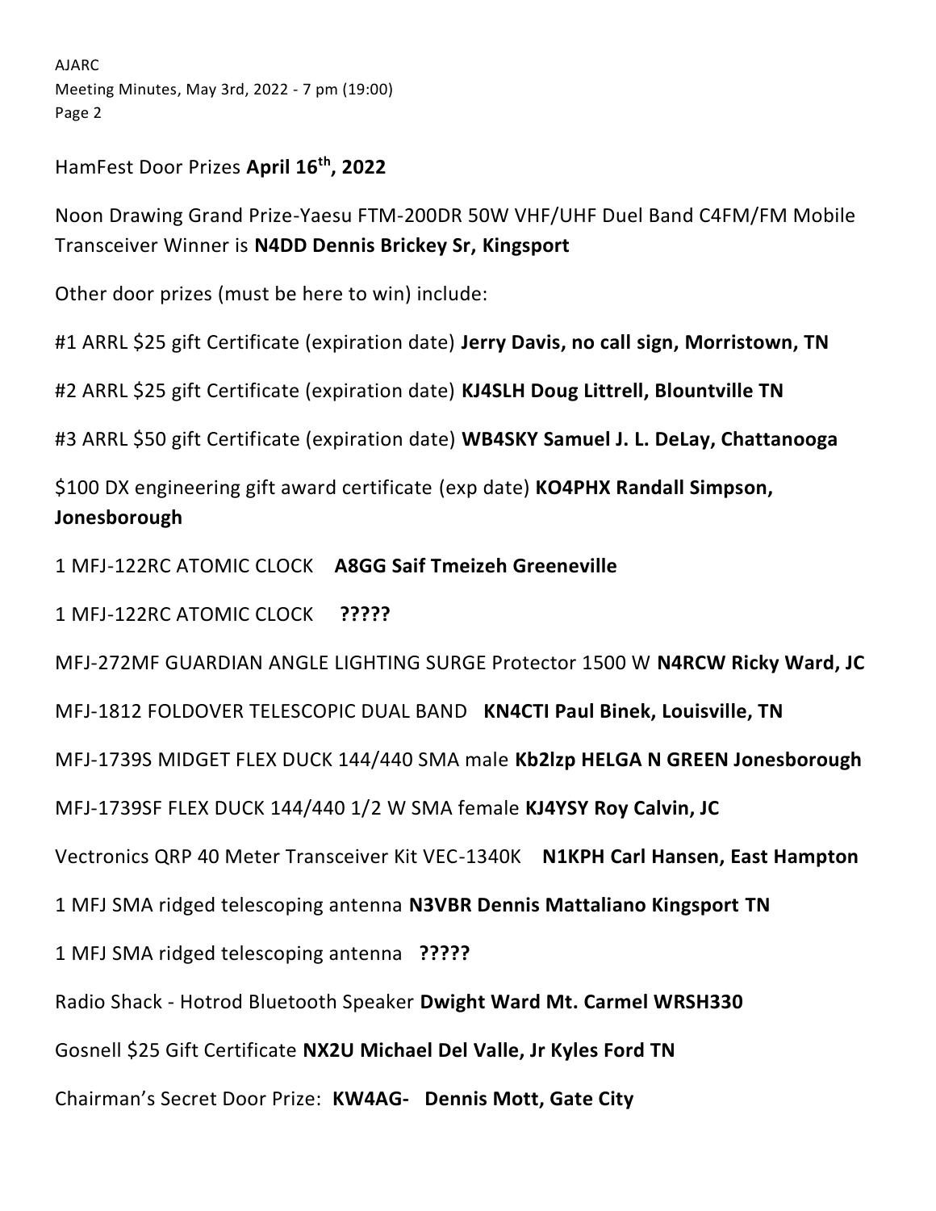HamFest Door Prizes **April 16th, 2022**

Noon Drawing Grand Prize-Yaesu FTM-200DR 50W VHF/UHF Duel Band C4FM/FM Mobile Transceiver Winner is **N4DD Dennis Brickey Sr, Kingsport**

Other door prizes (must be here to win) include:

#1 ARRL $25 gift Certificate (expiration date) **Jerry Davis, no call sign, Morristown, TN**

#2 ARRL $25 gift Certificate (expiration date) **KJ4SLH Doug Littrell, Blountville TN**

#3 ARRL $50 gift Certificate (expiration date) **WB4SKY Samuel J. L. DeLay, Chattanooga**

$100 DX engineering gift award certificate (exp date) **KO4PHX Randall Simpson, Jonesborough**

1 MFJ-122RC ATOMIC CLOCK **A8GG Saif Tmeizeh Greeneville**

1 MFJ-122RC ATOMIC CLOCK **?????**

MFJ-272MF GUARDIAN ANGLE LIGHTING SURGE Protector 1500 W **N4RCW Ricky Ward, JC**

MFJ-1812 FOLDOVER TELESCOPIC DUAL BAND **KN4CTI Paul Binek, Louisville, TN**

MFJ-1739S MIDGET FLEX DUCK 144/440 SMA male **Kb2lzp HELGA N GREEN Jonesborough**

MFJ-1739SF FLEX DUCK 144/440 1/2 W SMA female **KJ4YSY Roy Calvin, JC**

Vectronics QRP 40 Meter Transceiver Kit VEC-1340K **N1KPH Carl Hansen, East Hampton**

1 MFJ SMA ridged telescoping antenna **N3VBR Dennis Mattaliano Kingsport TN**

1 MFJ SMA ridged telescoping antenna **?????**

Radio Shack - Hotrod Bluetooth Speaker **Dwight Ward Mt. Carmel WRSH330**

Gosnell $25 Gift Certificate **NX2U Michael Del Valle, Jr Kyles Ford TN**

Chairman's Secret Door Prize: **KW4AG- Dennis Mott, Gate City**